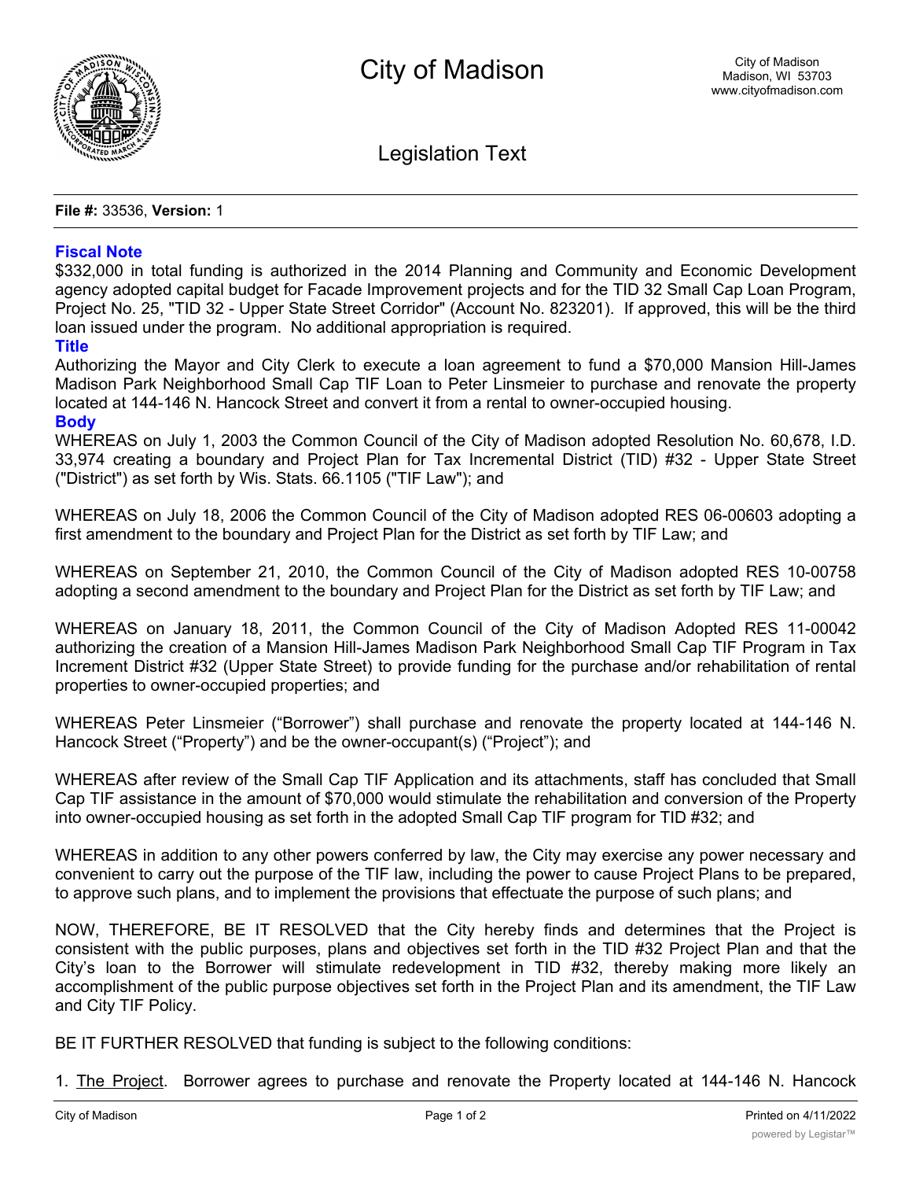# City of Madison

City of Madison
Madison, WI 53703
www.cityofmadison.com

## Legislation Text

**File #:** 33536, **Version:** 1

### Fiscal Note

$332,000 in total funding is authorized in the 2014 Planning and Community and Economic Development agency adopted capital budget for Facade Improvement projects and for the TID 32 Small Cap Loan Program, Project No. 25, "TID 32 - Upper State Street Corridor" (Account No. 823201). If approved, this will be the third loan issued under the program. No additional appropriation is required.

### Title

Authorizing the Mayor and City Clerk to execute a loan agreement to fund a $70,000 Mansion Hill-James Madison Park Neighborhood Small Cap TIF Loan to Peter Linsmeier to purchase and renovate the property located at 144-146 N. Hancock Street and convert it from a rental to owner-occupied housing.

### Body

WHEREAS on July 1, 2003 the Common Council of the City of Madison adopted Resolution No. 60,678, I.D. 33,974 creating a boundary and Project Plan for Tax Incremental District (TID) #32 - Upper State Street ("District") as set forth by Wis. Stats. 66.1105 ("TIF Law"); and

WHEREAS on July 18, 2006 the Common Council of the City of Madison adopted RES 06-00603 adopting a first amendment to the boundary and Project Plan for the District as set forth by TIF Law; and

WHEREAS on September 21, 2010, the Common Council of the City of Madison adopted RES 10-00758 adopting a second amendment to the boundary and Project Plan for the District as set forth by TIF Law; and

WHEREAS on January 18, 2011, the Common Council of the City of Madison Adopted RES 11-00042 authorizing the creation of a Mansion Hill-James Madison Park Neighborhood Small Cap TIF Program in Tax Increment District #32 (Upper State Street) to provide funding for the purchase and/or rehabilitation of rental properties to owner-occupied properties; and

WHEREAS Peter Linsmeier ("Borrower") shall purchase and renovate the property located at 144-146 N. Hancock Street ("Property") and be the owner-occupant(s) ("Project"); and

WHEREAS after review of the Small Cap TIF Application and its attachments, staff has concluded that Small Cap TIF assistance in the amount of $70,000 would stimulate the rehabilitation and conversion of the Property into owner-occupied housing as set forth in the adopted Small Cap TIF program for TID #32; and

WHEREAS in addition to any other powers conferred by law, the City may exercise any power necessary and convenient to carry out the purpose of the TIF law, including the power to cause Project Plans to be prepared, to approve such plans, and to implement the provisions that effectuate the purpose of such plans; and

NOW, THEREFORE, BE IT RESOLVED that the City hereby finds and determines that the Project is consistent with the public purposes, plans and objectives set forth in the TID #32 Project Plan and that the City's loan to the Borrower will stimulate redevelopment in TID #32, thereby making more likely an accomplishment of the public purpose objectives set forth in the Project Plan and its amendment, the TIF Law and City TIF Policy.

BE IT FURTHER RESOLVED that funding is subject to the following conditions:

1. The Project. Borrower agrees to purchase and renovate the Property located at 144-146 N. Hancock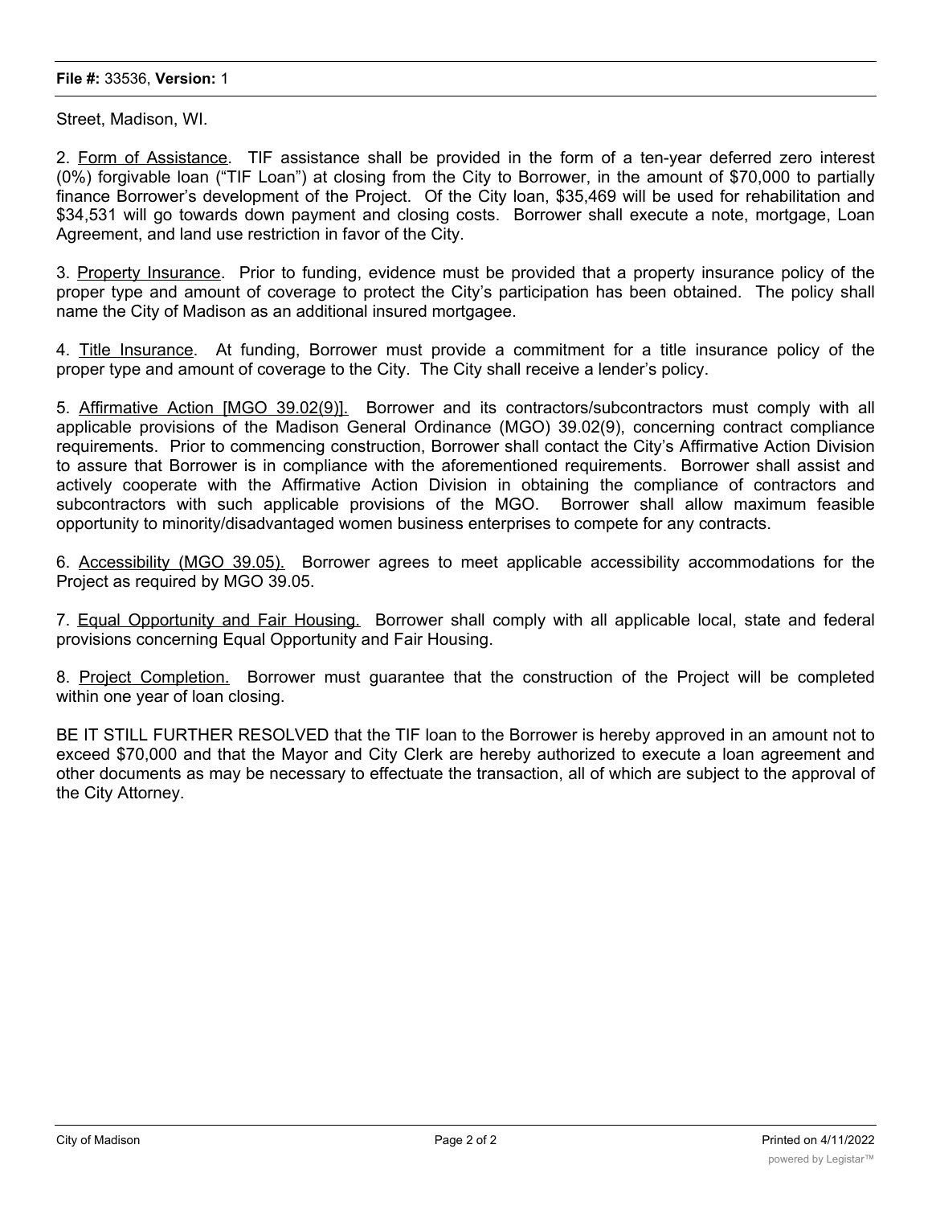Street, Madison, WI.

2. Form of Assistance. TIF assistance shall be provided in the form of a ten-year deferred zero interest (0%) forgivable loan ("TIF Loan") at closing from the City to Borrower, in the amount of $70,000 to partially finance Borrower's development of the Project. Of the City loan, $35,469 will be used for rehabilitation and $34,531 will go towards down payment and closing costs. Borrower shall execute a note, mortgage, Loan Agreement, and land use restriction in favor of the City.

3. Property Insurance. Prior to funding, evidence must be provided that a property insurance policy of the proper type and amount of coverage to protect the City's participation has been obtained. The policy shall name the City of Madison as an additional insured mortgagee.

4. Title Insurance. At funding, Borrower must provide a commitment for a title insurance policy of the proper type and amount of coverage to the City. The City shall receive a lender's policy.

5. Affirmative Action [MGO 39.02(9)]. Borrower and its contractors/subcontractors must comply with all applicable provisions of the Madison General Ordinance (MGO) 39.02(9), concerning contract compliance requirements. Prior to commencing construction, Borrower shall contact the City's Affirmative Action Division to assure that Borrower is in compliance with the aforementioned requirements. Borrower shall assist and actively cooperate with the Affirmative Action Division in obtaining the compliance of contractors and subcontractors with such applicable provisions of the MGO. Borrower shall allow maximum feasible opportunity to minority/disadvantaged women business enterprises to compete for any contracts.

6. Accessibility (MGO 39.05). Borrower agrees to meet applicable accessibility accommodations for the Project as required by MGO 39.05.

7. Equal Opportunity and Fair Housing. Borrower shall comply with all applicable local, state and federal provisions concerning Equal Opportunity and Fair Housing.

8. Project Completion. Borrower must guarantee that the construction of the Project will be completed within one year of loan closing.

BE IT STILL FURTHER RESOLVED that the TIF loan to the Borrower is hereby approved in an amount not to exceed $70,000 and that the Mayor and City Clerk are hereby authorized to execute a loan agreement and other documents as may be necessary to effectuate the transaction, all of which are subject to the approval of the City Attorney.